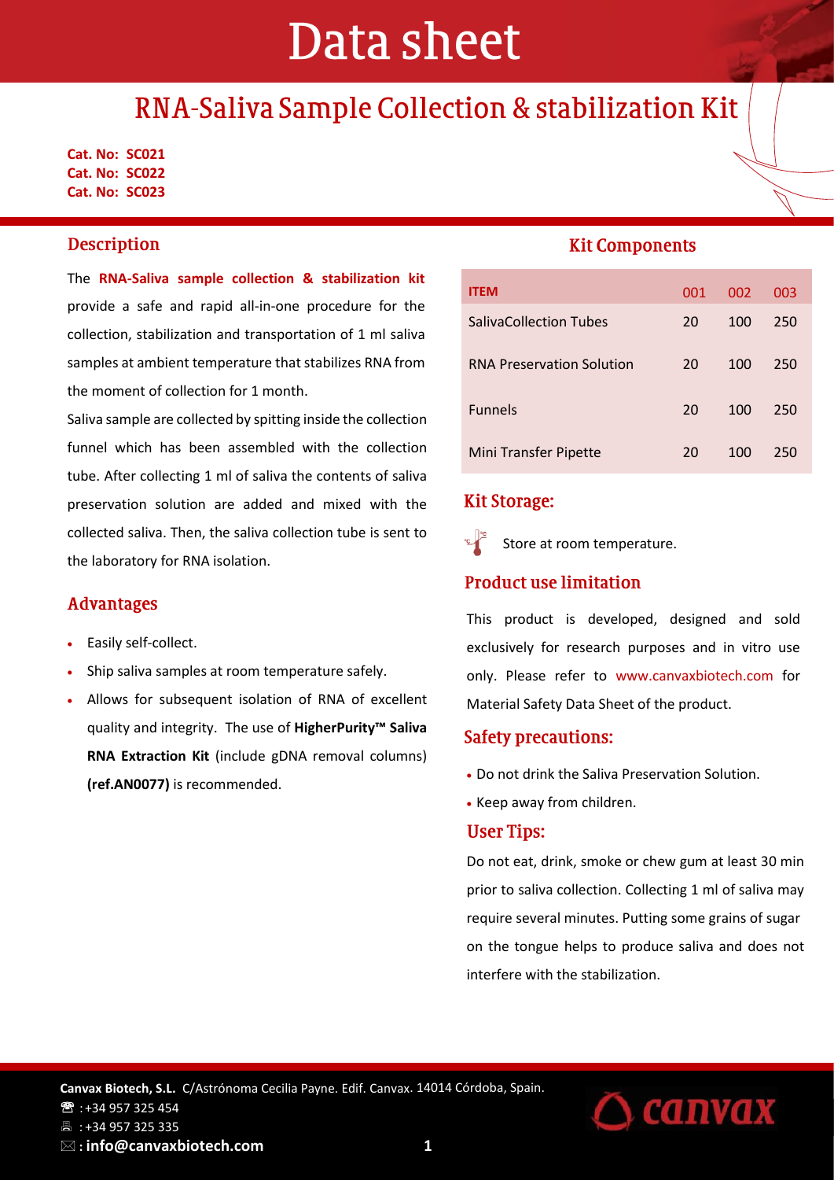# Data sheet

## RNA-Saliva Sample Collection & stabilization Kit

**Cat. No: SC021**
**Cat. No: SC022**
**Cat. No: SC023**

### Description

The **RNA-Saliva sample collection & stabilization kit** provide a safe and rapid all-in-one procedure for the collection, stabilization and transportation of 1 ml saliva samples at ambient temperature that stabilizes RNA from the moment of collection for 1 month.

Saliva sample are collected by spitting inside the collection funnel which has been assembled with the collection tube. After collecting 1 ml of saliva the contents of saliva preservation solution are added and mixed with the collected saliva. Then, the saliva collection tube is sent to the laboratory for RNA isolation.

### Advantages

- Easily self-collect.
- Ship saliva samples at room temperature safely.
- Allows for subsequent isolation of RNA of excellent quality and integrity. The use of **HigherPurity™ Saliva RNA Extraction Kit** (include gDNA removal columns) **(ref.AN0077)** is recommended.

### Kit Components

| ITEM | 001 | 002 | 003 |
|---|---|---|---|
| SalivaCollection Tubes | 20 | 100 | 250 |
| RNA Preservation Solution | 20 | 100 | 250 |
| Funnels | 20 | 100 | 250 |
| Mini Transfer Pipette | 20 | 100 | 250 |

### Kit Storage:

Store at room temperature.

### Product use limitation

This product is developed, designed and sold exclusively for research purposes and in vitro use only. Please refer to www.canvaxbiotech.com for Material Safety Data Sheet of the product.

### Safety precautions:

- Do not drink the Saliva Preservation Solution.
- Keep away from children.

### User Tips:

Do not eat, drink, smoke or chew gum at least 30 min prior to saliva collection. Collecting 1 ml of saliva may require several minutes. Putting some grains of sugar on the tongue helps to produce saliva and does not interfere with the stabilization.

**Canvax Biotech, S.L.** C/Astrónoma Cecilia Payne. Edif. Canvax. 14014 Córdoba, Spain.
☎ : +34 957 325 454
🖷 : +34 957 325 335
✉ **: info@canvaxbiotech.com**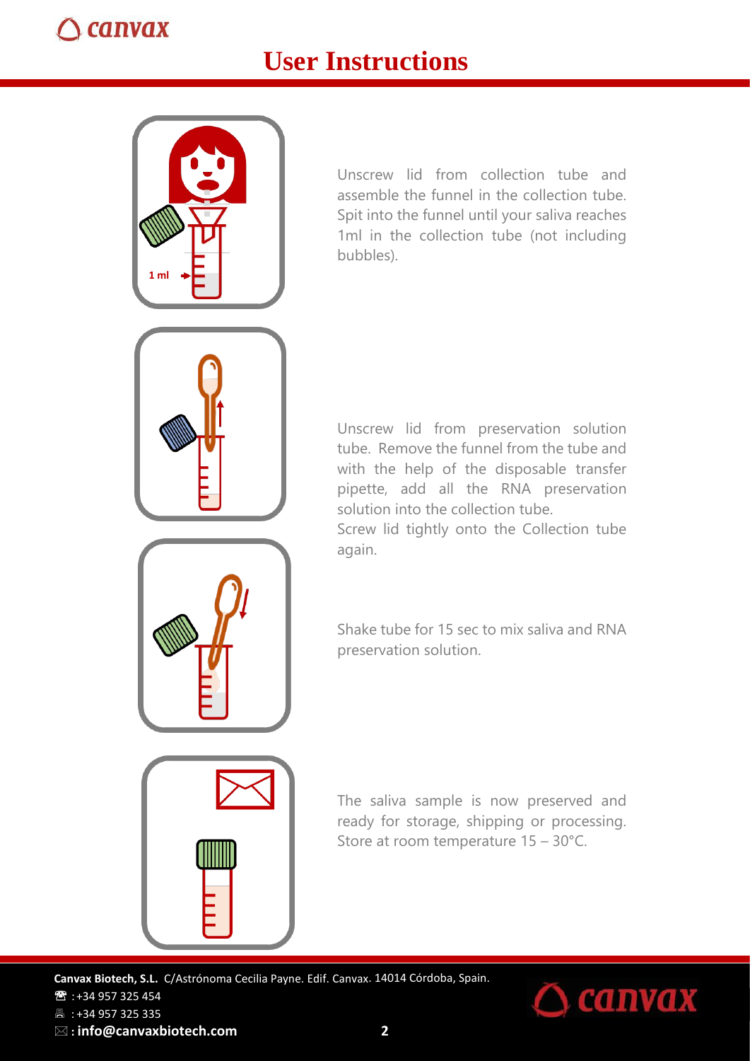# User Instructions

Unscrew lid from collection tube and assemble the funnel in the collection tube. Spit into the funnel until your saliva reaches 1ml in the collection tube (not including bubbles).

1 ml

Unscrew lid from preservation solution tube. Remove the funnel from the tube and with the help of the disposable transfer pipette, add all the RNA preservation solution into the collection tube.
Screw lid tightly onto the Collection tube again.

Shake tube for 15 sec to mix saliva and RNA preservation solution.

The saliva sample is now preserved and ready for storage, shipping or processing. Store at room temperature 15 – 30°C.

**Canvax Biotech, S.L.** C/Astrónoma Cecilia Payne. Edif. Canvax. 14014 Córdoba, Spain.
☎ : +34 957 325 454
🖷 : +34 957 325 335
✉ **: info@canvaxbiotech.com**